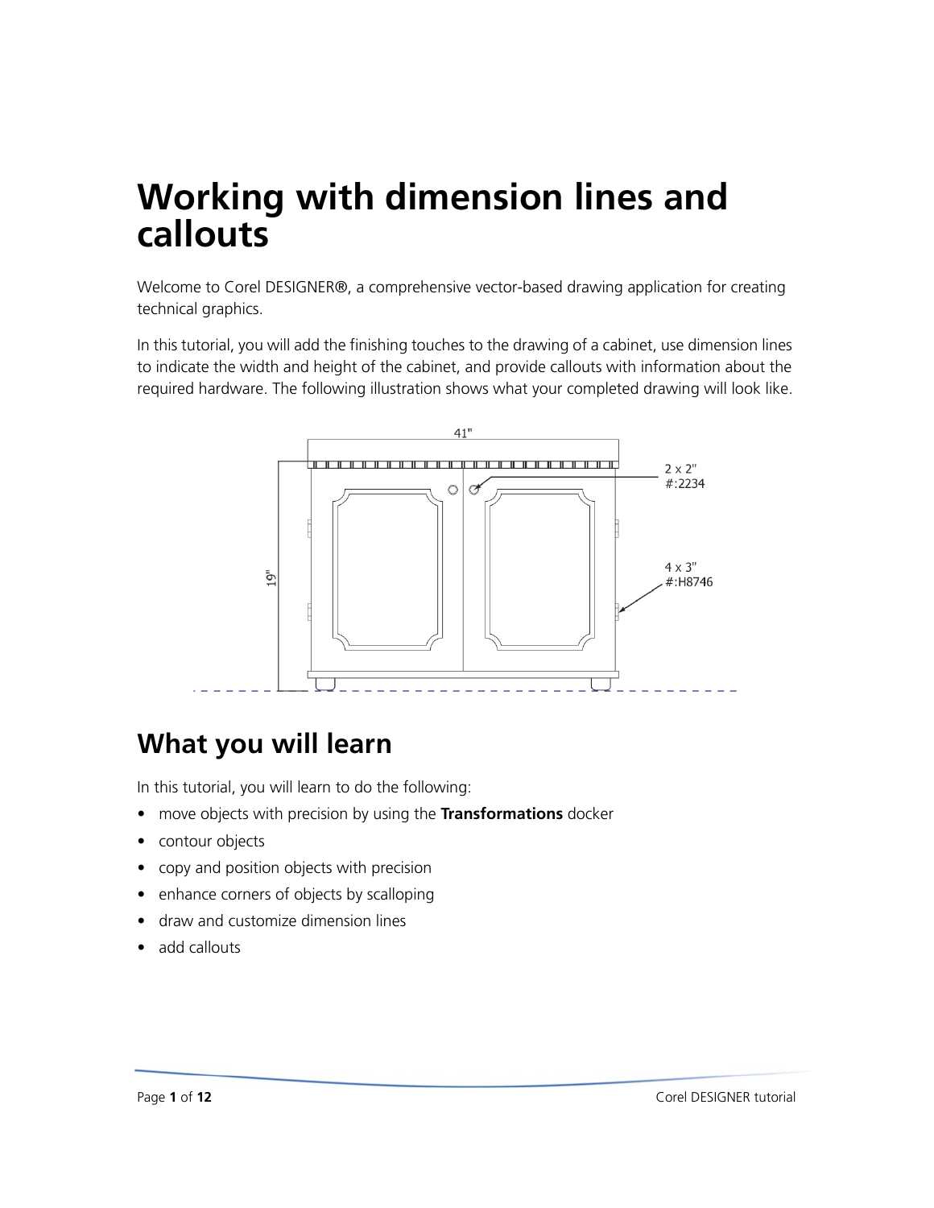# Working with dimension lines and callouts

Welcome to Corel DESIGNER®, a comprehensive vector-based drawing application for creating technical graphics.

In this tutorial, you will add the finishing touches to the drawing of a cabinet, use dimension lines to indicate the width and height of the cabinet, and provide callouts with information about the required hardware. The following illustration shows what your completed drawing will look like.

## What you will learn

In this tutorial, you will learn to do the following:

- move objects with precision by using the **Transformations** docker
- contour objects
- copy and position objects with precision
- enhance corners of objects by scalloping
- draw and customize dimension lines
- add callouts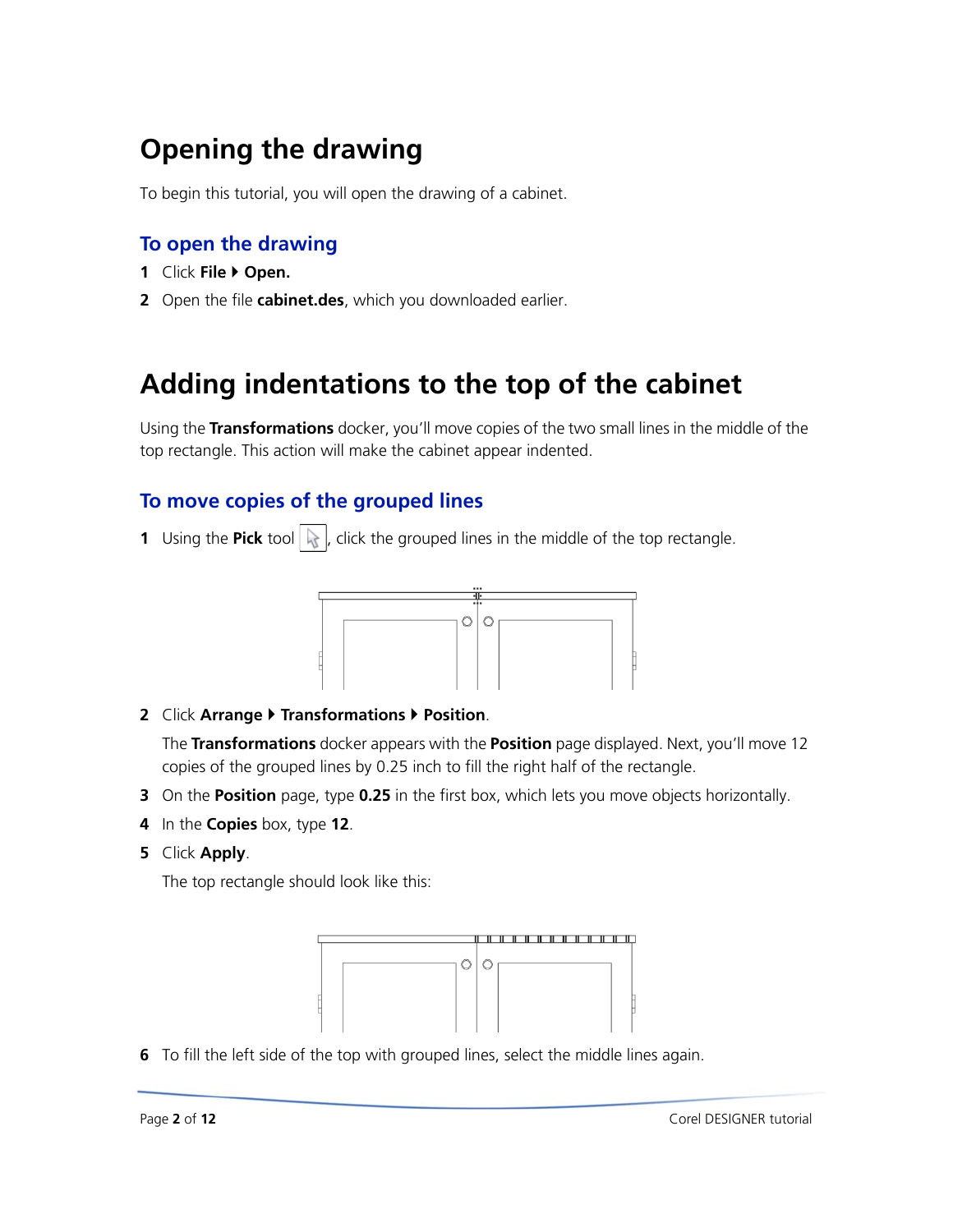# Opening the drawing

To begin this tutorial, you will open the drawing of a cabinet.

## To open the drawing

1 Click **File ▸ Open.**

2 Open the file **cabinet.des**, which you downloaded earlier.

# Adding indentations to the top of the cabinet

Using the **Transformations** docker, you'll move copies of the two small lines in the middle of the top rectangle. This action will make the cabinet appear indented.

## To move copies of the grouped lines

1 Using the **Pick** tool, click the grouped lines in the middle of the top rectangle.

2 Click **Arrange ▸ Transformations ▸ Position**.

The **Transformations** docker appears with the **Position** page displayed. Next, you'll move 12 copies of the grouped lines by 0.25 inch to fill the right half of the rectangle.

3 On the **Position** page, type **0.25** in the first box, which lets you move objects horizontally.

4 In the **Copies** box, type **12**.

5 Click **Apply**.

The top rectangle should look like this:

6 To fill the left side of the top with grouped lines, select the middle lines again.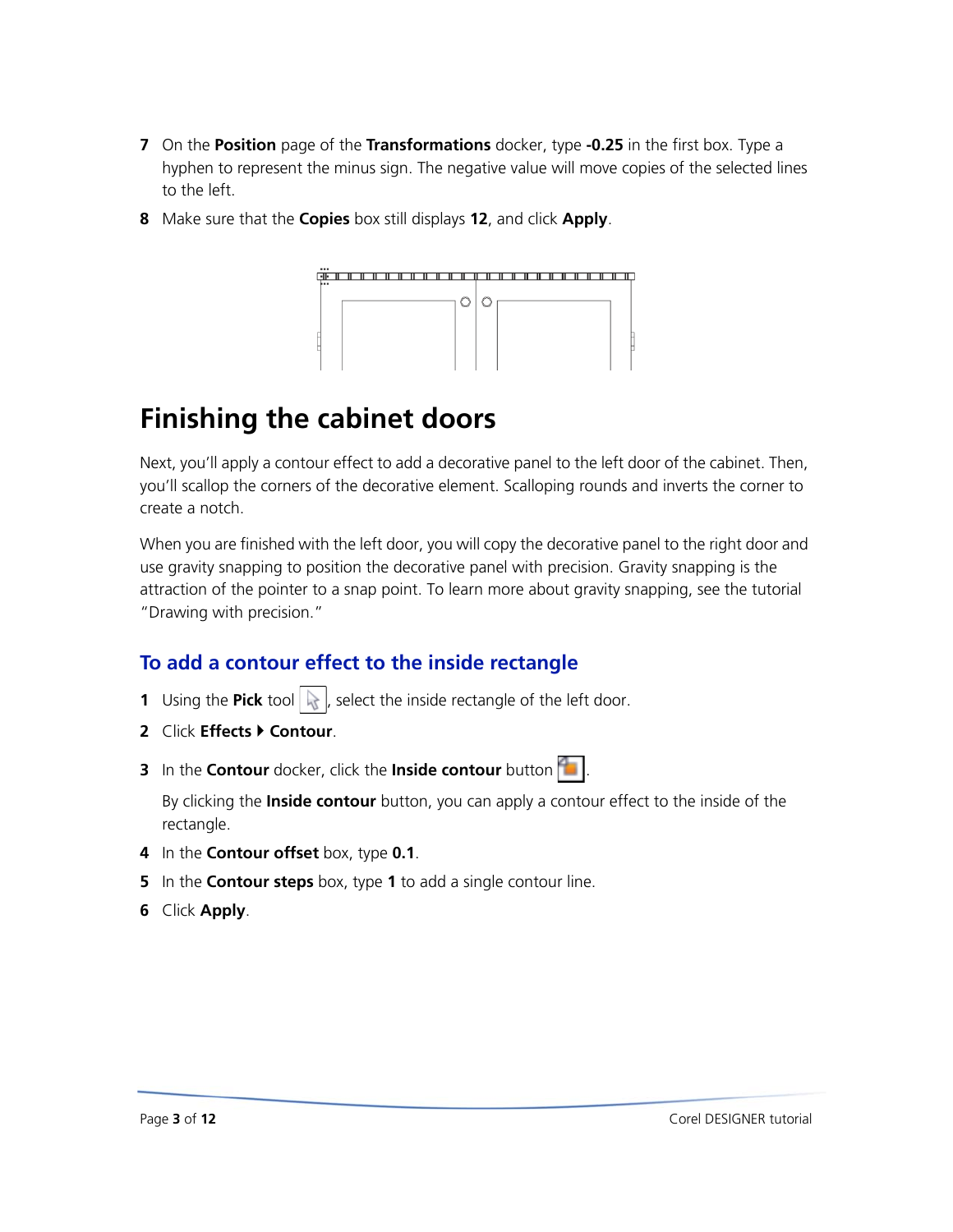7. On the **Position** page of the **Transformations** docker, type **-0.25** in the first box. Type a hyphen to represent the minus sign. The negative value will move copies of the selected lines to the left.
8. Make sure that the **Copies** box still displays **12**, and click **Apply**.

# Finishing the cabinet doors

Next, you'll apply a contour effect to add a decorative panel to the left door of the cabinet. Then, you'll scallop the corners of the decorative element. Scalloping rounds and inverts the corner to create a notch.

When you are finished with the left door, you will copy the decorative panel to the right door and use gravity snapping to position the decorative panel with precision. Gravity snapping is the attraction of the pointer to a snap point. To learn more about gravity snapping, see the tutorial "Drawing with precision."

## To add a contour effect to the inside rectangle

1. Using the **Pick** tool, select the inside rectangle of the left door.
2. Click **Effects** ▸ **Contour**.
3. In the **Contour** docker, click the **Inside contour** button.

   By clicking the **Inside contour** button, you can apply a contour effect to the inside of the rectangle.
4. In the **Contour offset** box, type **0.1**.
5. In the **Contour steps** box, type **1** to add a single contour line.
6. Click **Apply**.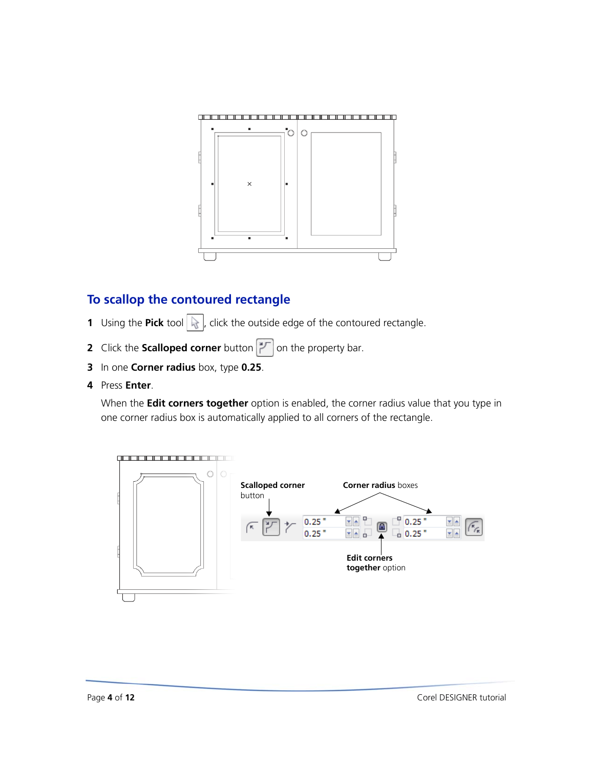## To scallop the contoured rectangle

1. Using the **Pick** tool, click the outside edge of the contoured rectangle.
2. Click the **Scalloped corner** button on the property bar.
3. In one **Corner radius** box, type **0.25**.
4. Press **Enter**.

   When the **Edit corners together** option is enabled, the corner radius value that you type in one corner radius box is automatically applied to all corners of the rectangle.

**Scalloped corner** button

**Corner radius** boxes

**Edit corners together** option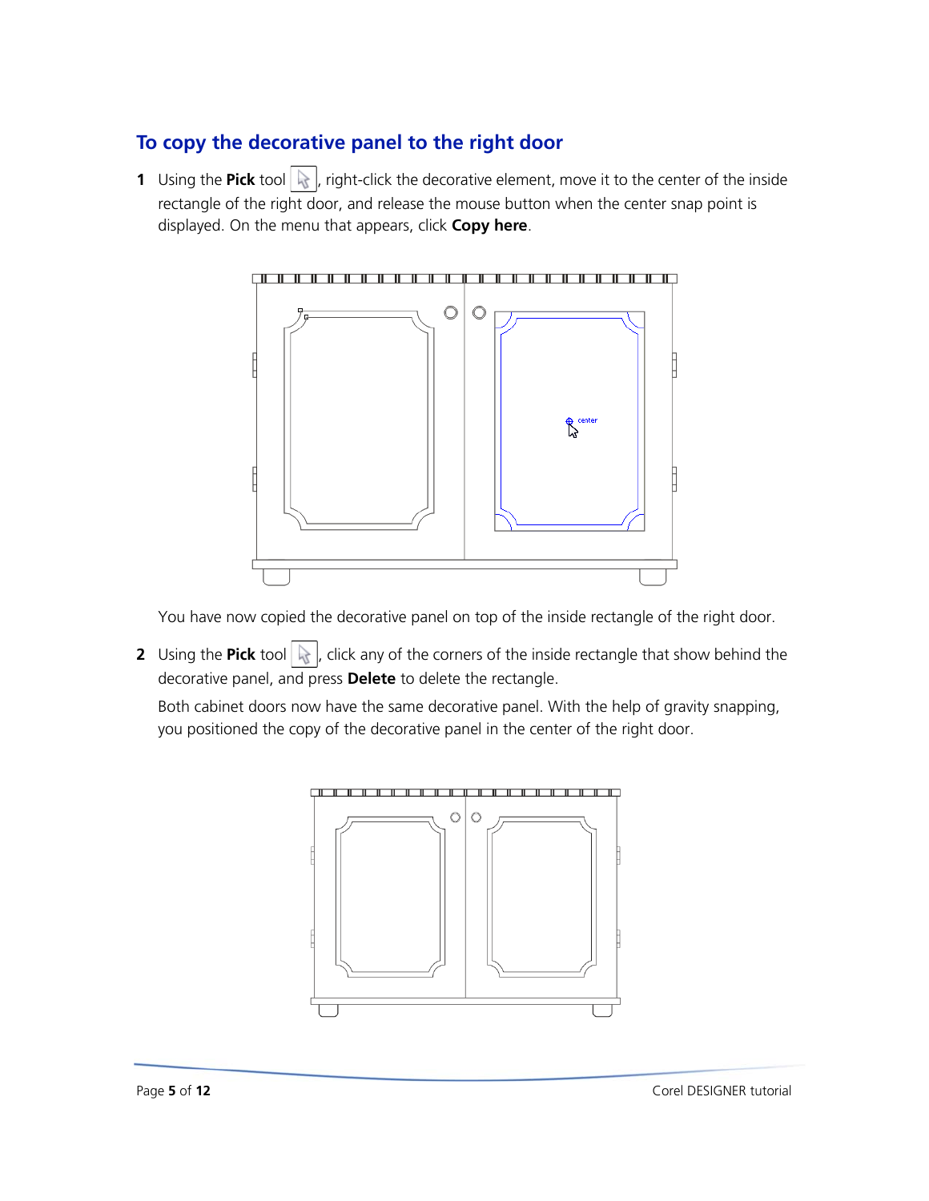### To copy the decorative panel to the right door

1 Using the **Pick** tool, right-click the decorative element, move it to the center of the inside rectangle of the right door, and release the mouse button when the center snap point is displayed. On the menu that appears, click **Copy here**.

You have now copied the decorative panel on top of the inside rectangle of the right door.

2 Using the **Pick** tool, click any of the corners of the inside rectangle that show behind the decorative panel, and press **Delete** to delete the rectangle.

Both cabinet doors now have the same decorative panel. With the help of gravity snapping, you positioned the copy of the decorative panel in the center of the right door.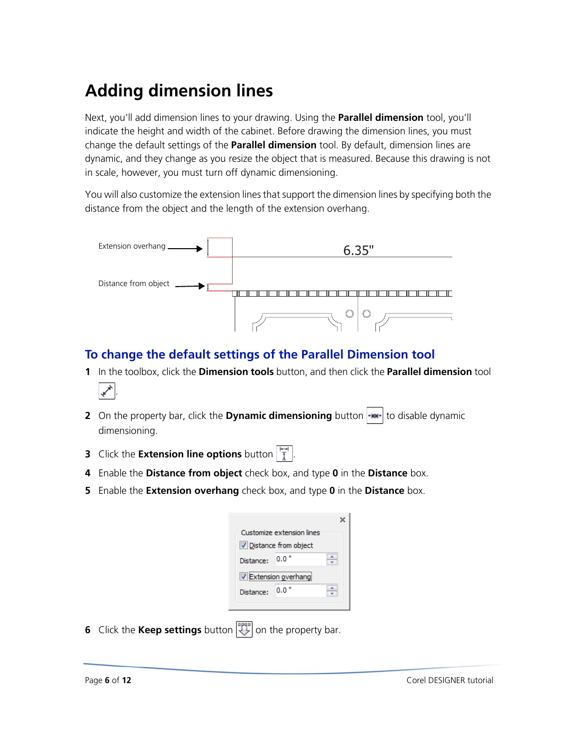# Adding dimension lines

Next, you'll add dimension lines to your drawing. Using the **Parallel dimension** tool, you'll indicate the height and width of the cabinet. Before drawing the dimension lines, you must change the default settings of the **Parallel dimension** tool. By default, dimension lines are dynamic, and they change as you resize the object that is measured. Because this drawing is not in scale, however, you must turn off dynamic dimensioning.

You will also customize the extension lines that support the dimension lines by specifying both the distance from the object and the length of the extension overhang.

## To change the default settings of the Parallel Dimension tool

1. In the toolbox, click the **Dimension tools** button, and then click the **Parallel dimension** tool.
2. On the property bar, click the **Dynamic dimensioning** button to disable dynamic dimensioning.
3. Click the **Extension line options** button.
4. Enable the **Distance from object** check box, and type **0** in the **Distance** box.
5. Enable the **Extension overhang** check box, and type **0** in the **Distance** box.
6. Click the **Keep settings** button on the property bar.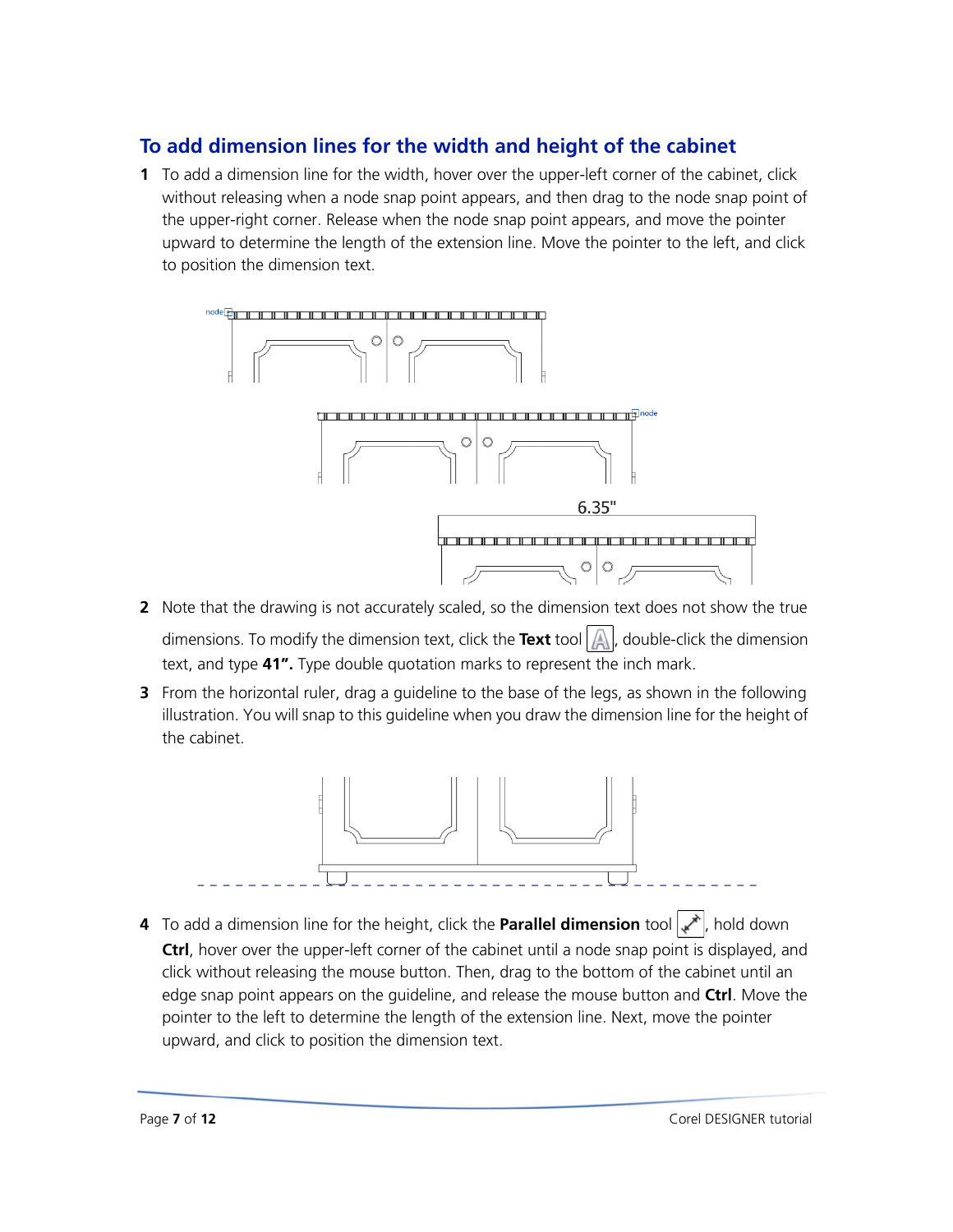## To add dimension lines for the width and height of the cabinet

1. To add a dimension line for the width, hover over the upper-left corner of the cabinet, click without releasing when a node snap point appears, and then drag to the node snap point of the upper-right corner. Release when the node snap point appears, and move the pointer upward to determine the length of the extension line. Move the pointer to the left, and click to position the dimension text.

2. Note that the drawing is not accurately scaled, so the dimension text does not show the true dimensions. To modify the dimension text, click the **Text** tool, double-click the dimension text, and type **41".** Type double quotation marks to represent the inch mark.

3. From the horizontal ruler, drag a guideline to the base of the legs, as shown in the following illustration. You will snap to this guideline when you draw the dimension line for the height of the cabinet.

4. To add a dimension line for the height, click the **Parallel dimension** tool, hold down **Ctrl**, hover over the upper-left corner of the cabinet until a node snap point is displayed, and click without releasing the mouse button. Then, drag to the bottom of the cabinet until an edge snap point appears on the guideline, and release the mouse button and **Ctrl**. Move the pointer to the left to determine the length of the extension line. Next, move the pointer upward, and click to position the dimension text.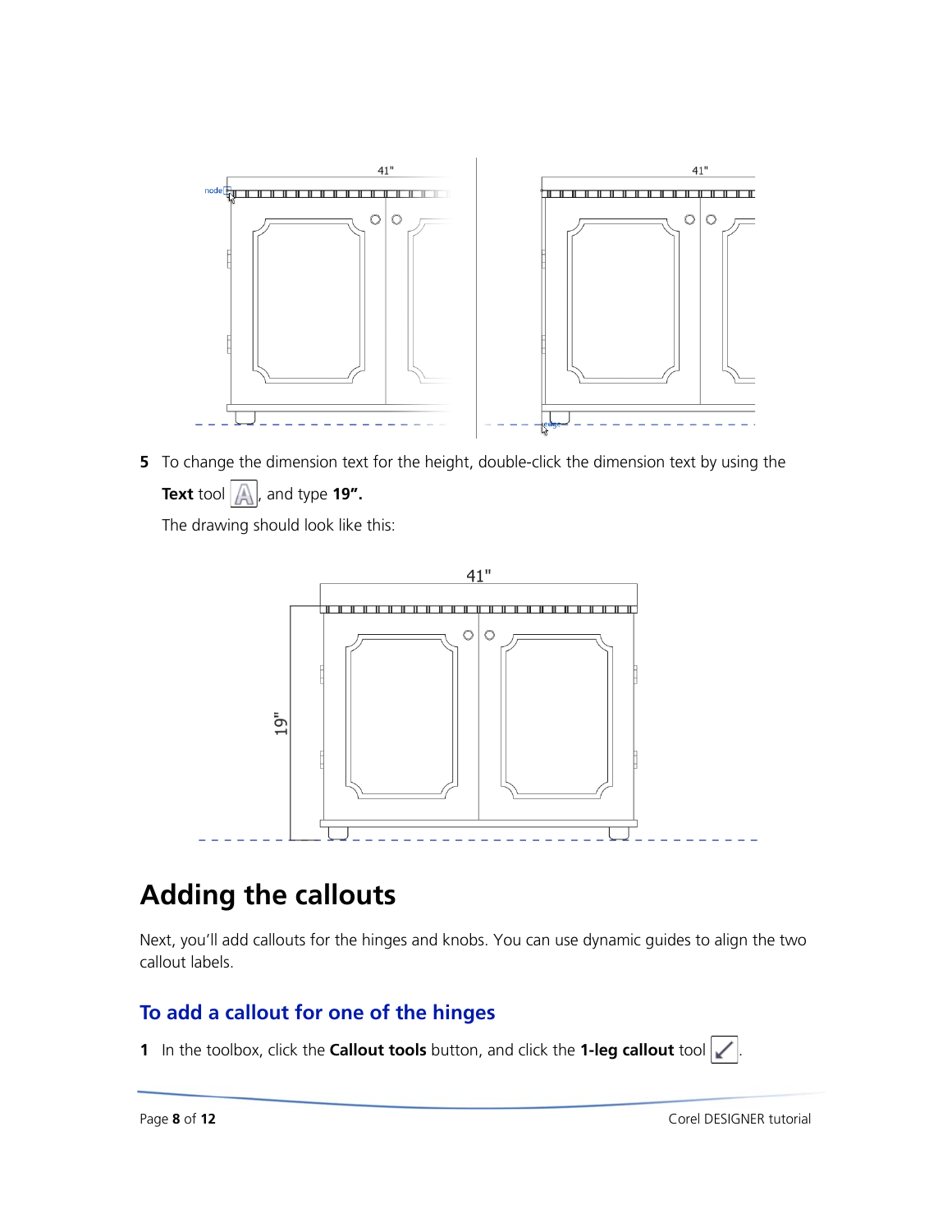5 To change the dimension text for the height, double-click the dimension text by using the **Text** tool, and type **19".**

The drawing should look like this:

# Adding the callouts

Next, you'll add callouts for the hinges and knobs. You can use dynamic guides to align the two callout labels.

## To add a callout for one of the hinges

1 In the toolbox, click the **Callout tools** button, and click the **1-leg callout** tool.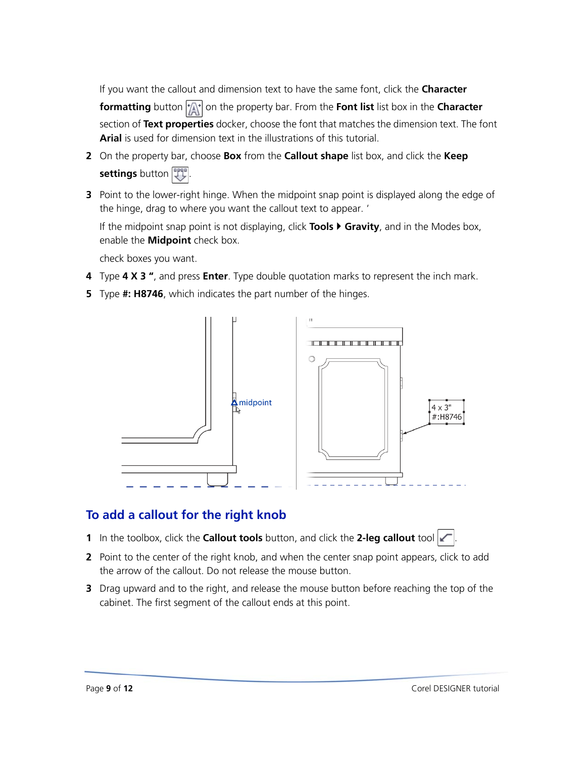If you want the callout and dimension text to have the same font, click the **Character formatting** button on the property bar. From the **Font list** list box in the **Character** section of **Text properties** docker, choose the font that matches the dimension text. The font **Arial** is used for dimension text in the illustrations of this tutorial.

2 On the property bar, choose **Box** from the **Callout shape** list box, and click the **Keep settings** button .

3 Point to the lower-right hinge. When the midpoint snap point is displayed along the edge of the hinge, drag to where you want the callout text to appear. '

   If the midpoint snap point is not displaying, click **Tools ▸ Gravity**, and in the Modes box, enable the **Midpoint** check box.

   check boxes you want.

4 Type **4 X 3 "**, and press **Enter**. Type double quotation marks to represent the inch mark.

5 Type **#: H8746**, which indicates the part number of the hinges.

## To add a callout for the right knob

1 In the toolbox, click the **Callout tools** button, and click the **2-leg callout** tool .

2 Point to the center of the right knob, and when the center snap point appears, click to add the arrow of the callout. Do not release the mouse button.

3 Drag upward and to the right, and release the mouse button before reaching the top of the cabinet. The first segment of the callout ends at this point.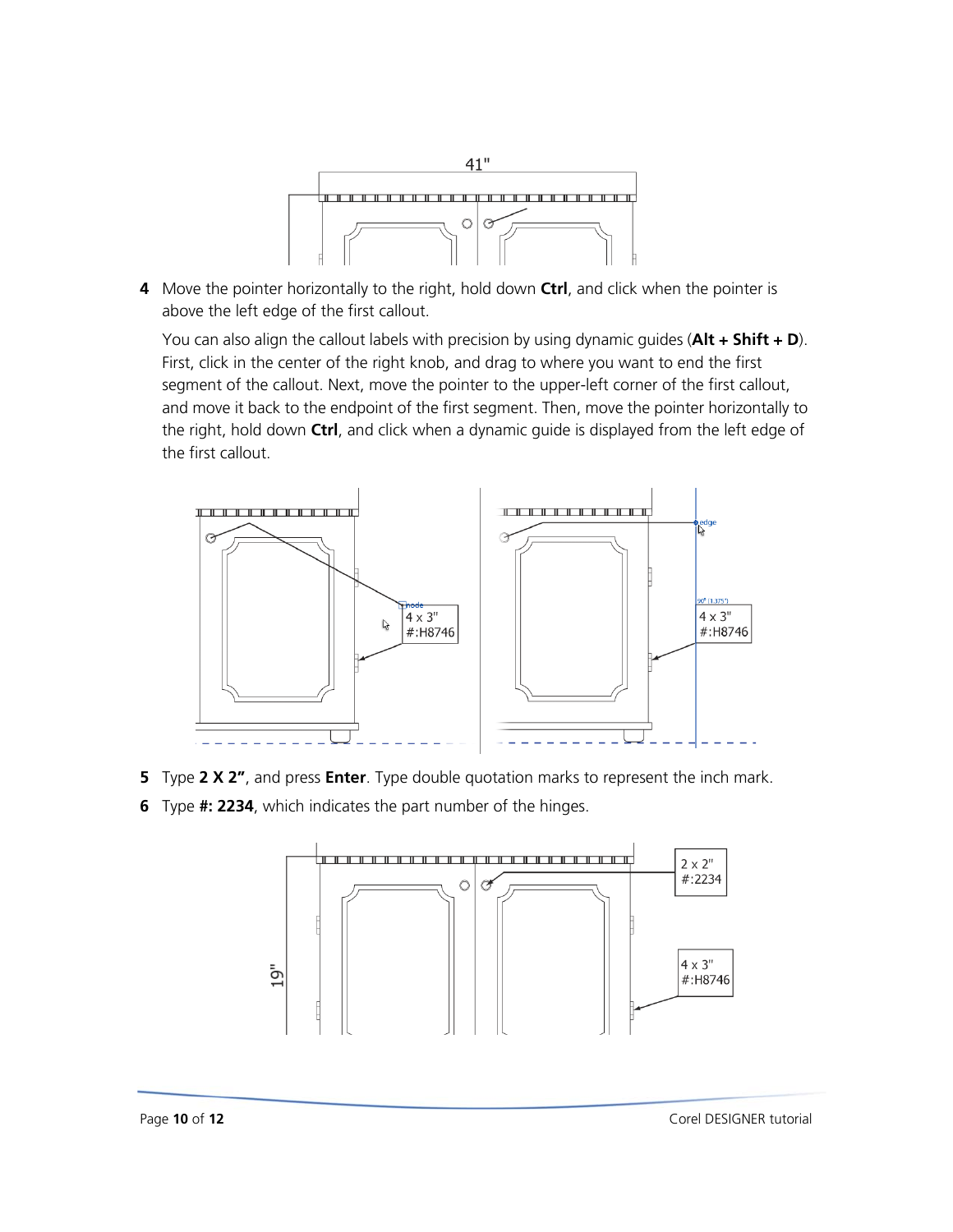4 Move the pointer horizontally to the right, hold down **Ctrl**, and click when the pointer is above the left edge of the first callout.

   You can also align the callout labels with precision by using dynamic guides (**Alt + Shift + D**). First, click in the center of the right knob, and drag to where you want to end the first segment of the callout. Next, move the pointer to the upper-left corner of the first callout, and move it back to the endpoint of the first segment. Then, move the pointer horizontally to the right, hold down **Ctrl**, and click when a dynamic guide is displayed from the left edge of the first callout.

5 Type **2 X 2”**, and press **Enter**. Type double quotation marks to represent the inch mark.

6 Type **#: 2234**, which indicates the part number of the hinges.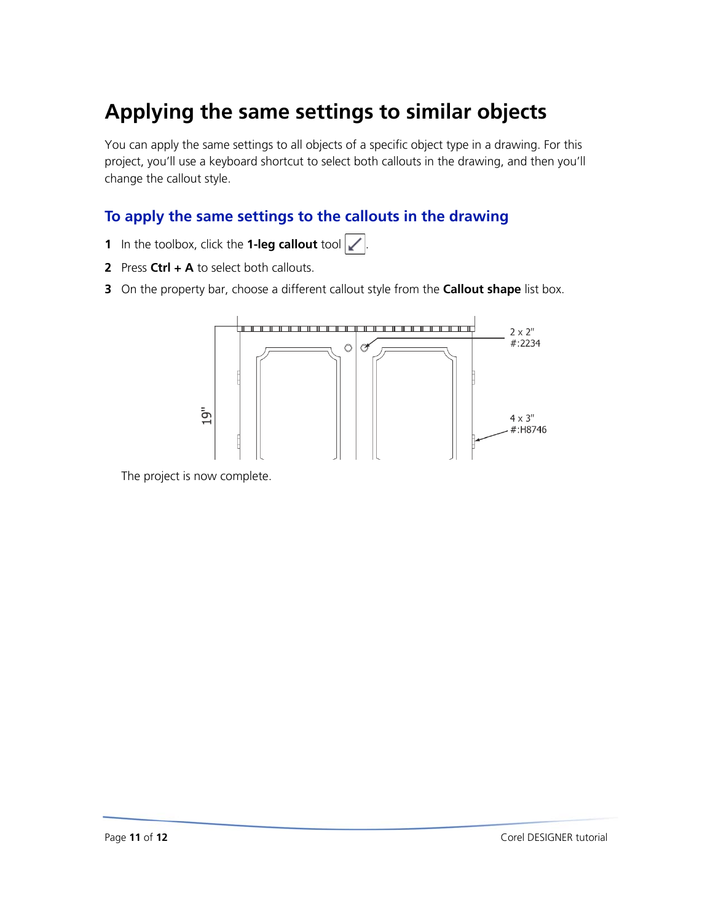# Applying the same settings to similar objects

You can apply the same settings to all objects of a specific object type in a drawing. For this project, you'll use a keyboard shortcut to select both callouts in the drawing, and then you'll change the callout style.

## To apply the same settings to the callouts in the drawing

1. In the toolbox, click the **1-leg callout** tool.
2. Press **Ctrl + A** to select both callouts.
3. On the property bar, choose a different callout style from the **Callout shape** list box.

The project is now complete.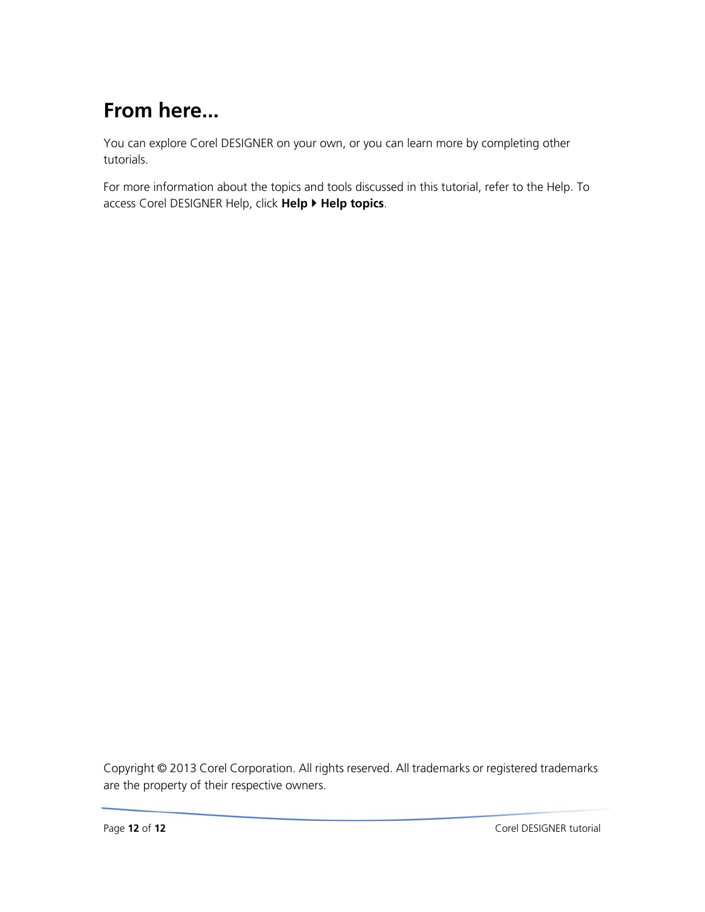## From here...

You can explore Corel DESIGNER on your own, or you can learn more by completing other tutorials.

For more information about the topics and tools discussed in this tutorial, refer to the Help. To access Corel DESIGNER Help, click **Help** ▸ **Help topics**.

Copyright © 2013 Corel Corporation. All rights reserved. All trademarks or registered trademarks are the property of their respective owners.